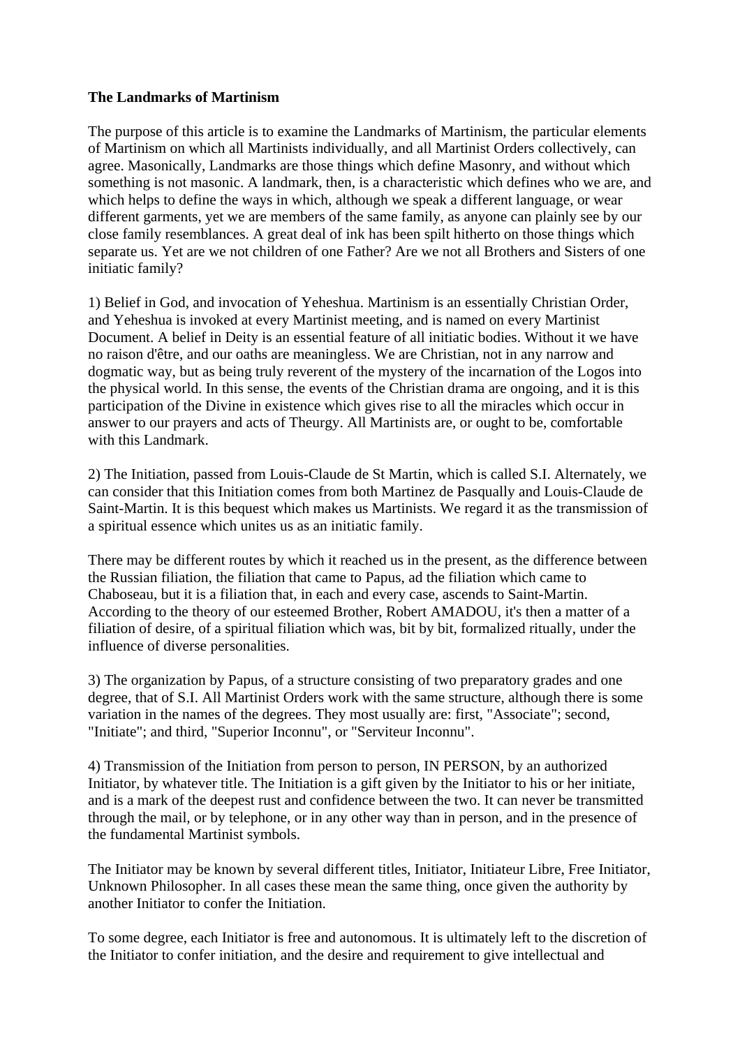**The Landmarks of Martinism**

The purpose of this article is to examine the Landmarks of Martinism, the particular elements of Martinism on which all Martinists individually, and all Martinist Orders collectively, can agree. Masonically, Landmarks are those things which define Masonry, and without which something is not masonic. A landmark, then, is a characteristic which defines who we are, and which helps to define the ways in which, although we speak a different language, or wear different garments, yet we are members of the same family, as anyone can plainly see by our close family resemblances. A great deal of ink has been spilt hitherto on those things which separate us. Yet are we not children of one Father? Are we not all Brothers and Sisters of one initiatic family?

1) Belief in God, and invocation of Yeheshua. Martinism is an essentially Christian Order, and Yeheshua is invoked at every Martinist meeting, and is named on every Martinist Document. A belief in Deity is an essential feature of all initiatic bodies. Without it we have no raison d'être, and our oaths are meaningless. We are Christian, not in any narrow and dogmatic way, but as being truly reverent of the mystery of the incarnation of the Logos into the physical world. In this sense, the events of the Christian drama are ongoing, and it is this participation of the Divine in existence which gives rise to all the miracles which occur in answer to our prayers and acts of Theurgy. All Martinists are, or ought to be, comfortable with this Landmark.

2) The Initiation, passed from Louis-Claude de St Martin, which is called S.I. Alternately, we can consider that this Initiation comes from both Martinez de Pasqually and Louis-Claude de Saint-Martin. It is this bequest which makes us Martinists. We regard it as the transmission of a spiritual essence which unites us as an initiatic family.

There may be different routes by which it reached us in the present, as the difference between the Russian filiation, the filiation that came to Papus, ad the filiation which came to Chaboseau, but it is a filiation that, in each and every case, ascends to Saint-Martin. According to the theory of our esteemed Brother, Robert AMADOU, it's then a matter of a filiation of desire, of a spiritual filiation which was, bit by bit, formalized ritually, under the influence of diverse personalities.

3) The organization by Papus, of a structure consisting of two preparatory grades and one degree, that of S.I. All Martinist Orders work with the same structure, although there is some variation in the names of the degrees. They most usually are: first, "Associate"; second, "Initiate"; and third, "Superior Inconnu", or "Serviteur Inconnu".

4) Transmission of the Initiation from person to person, IN PERSON, by an authorized Initiator, by whatever title. The Initiation is a gift given by the Initiator to his or her initiate, and is a mark of the deepest rust and confidence between the two. It can never be transmitted through the mail, or by telephone, or in any other way than in person, and in the presence of the fundamental Martinist symbols.

The Initiator may be known by several different titles, Initiator, Initiateur Libre, Free Initiator, Unknown Philosopher. In all cases these mean the same thing, once given the authority by another Initiator to confer the Initiation.

To some degree, each Initiator is free and autonomous. It is ultimately left to the discretion of the Initiator to confer initiation, and the desire and requirement to give intellectual and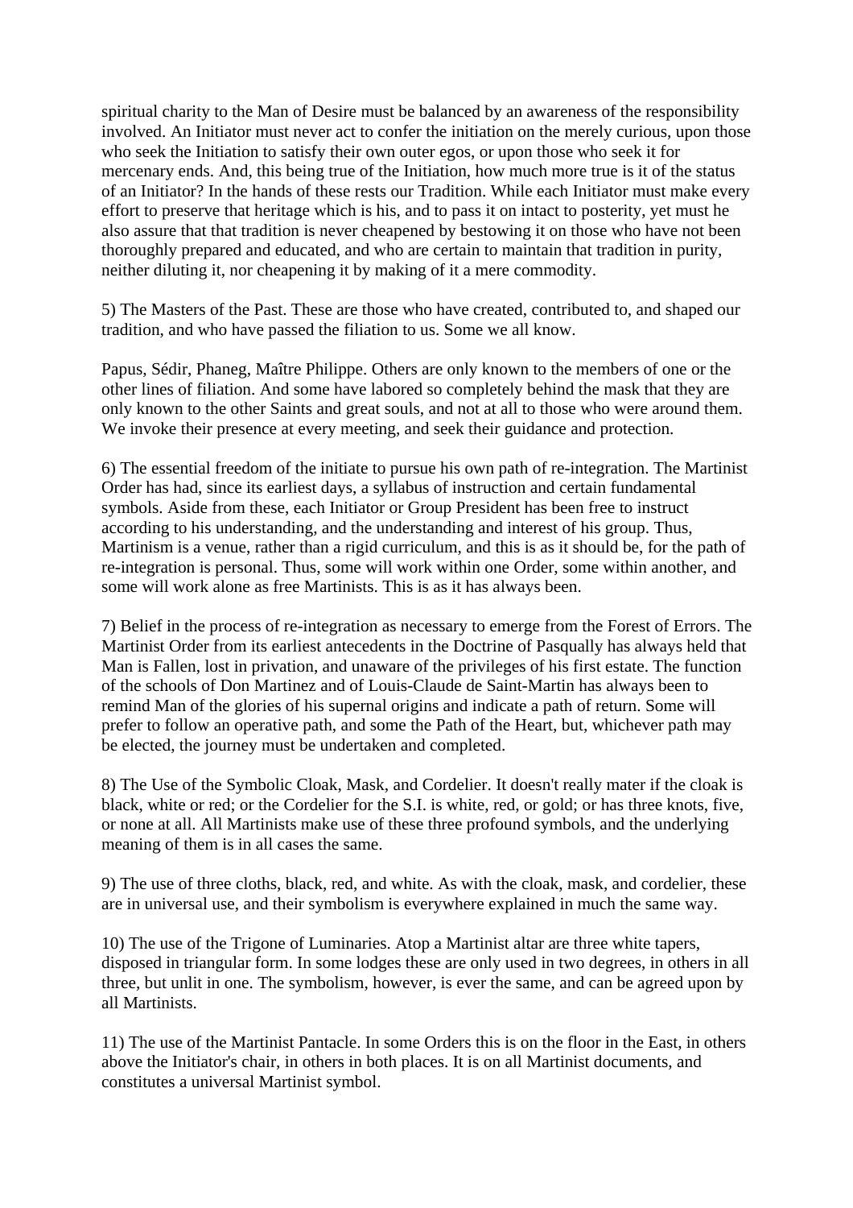spiritual charity to the Man of Desire must be balanced by an awareness of the responsibility involved. An Initiator must never act to confer the initiation on the merely curious, upon those who seek the Initiation to satisfy their own outer egos, or upon those who seek it for mercenary ends. And, this being true of the Initiation, how much more true is it of the status of an Initiator? In the hands of these rests our Tradition. While each Initiator must make every effort to preserve that heritage which is his, and to pass it on intact to posterity, yet must he also assure that that tradition is never cheapened by bestowing it on those who have not been thoroughly prepared and educated, and who are certain to maintain that tradition in purity, neither diluting it, nor cheapening it by making of it a mere commodity.

5) The Masters of the Past. These are those who have created, contributed to, and shaped our tradition, and who have passed the filiation to us. Some we all know.

Papus, Sédir, Phaneg, Maître Philippe. Others are only known to the members of one or the other lines of filiation. And some have labored so completely behind the mask that they are only known to the other Saints and great souls, and not at all to those who were around them. We invoke their presence at every meeting, and seek their guidance and protection.

6) The essential freedom of the initiate to pursue his own path of re-integration. The Martinist Order has had, since its earliest days, a syllabus of instruction and certain fundamental symbols. Aside from these, each Initiator or Group President has been free to instruct according to his understanding, and the understanding and interest of his group. Thus, Martinism is a venue, rather than a rigid curriculum, and this is as it should be, for the path of re-integration is personal. Thus, some will work within one Order, some within another, and some will work alone as free Martinists. This is as it has always been.

7) Belief in the process of re-integration as necessary to emerge from the Forest of Errors. The Martinist Order from its earliest antecedents in the Doctrine of Pasqually has always held that Man is Fallen, lost in privation, and unaware of the privileges of his first estate. The function of the schools of Don Martinez and of Louis-Claude de Saint-Martin has always been to remind Man of the glories of his supernal origins and indicate a path of return. Some will prefer to follow an operative path, and some the Path of the Heart, but, whichever path may be elected, the journey must be undertaken and completed.

8) The Use of the Symbolic Cloak, Mask, and Cordelier. It doesn't really mater if the cloak is black, white or red; or the Cordelier for the S.I. is white, red, or gold; or has three knots, five, or none at all. All Martinists make use of these three profound symbols, and the underlying meaning of them is in all cases the same.

9) The use of three cloths, black, red, and white. As with the cloak, mask, and cordelier, these are in universal use, and their symbolism is everywhere explained in much the same way.

10) The use of the Trigone of Luminaries. Atop a Martinist altar are three white tapers, disposed in triangular form. In some lodges these are only used in two degrees, in others in all three, but unlit in one. The symbolism, however, is ever the same, and can be agreed upon by all Martinists.

11) The use of the Martinist Pantacle. In some Orders this is on the floor in the East, in others above the Initiator's chair, in others in both places. It is on all Martinist documents, and constitutes a universal Martinist symbol.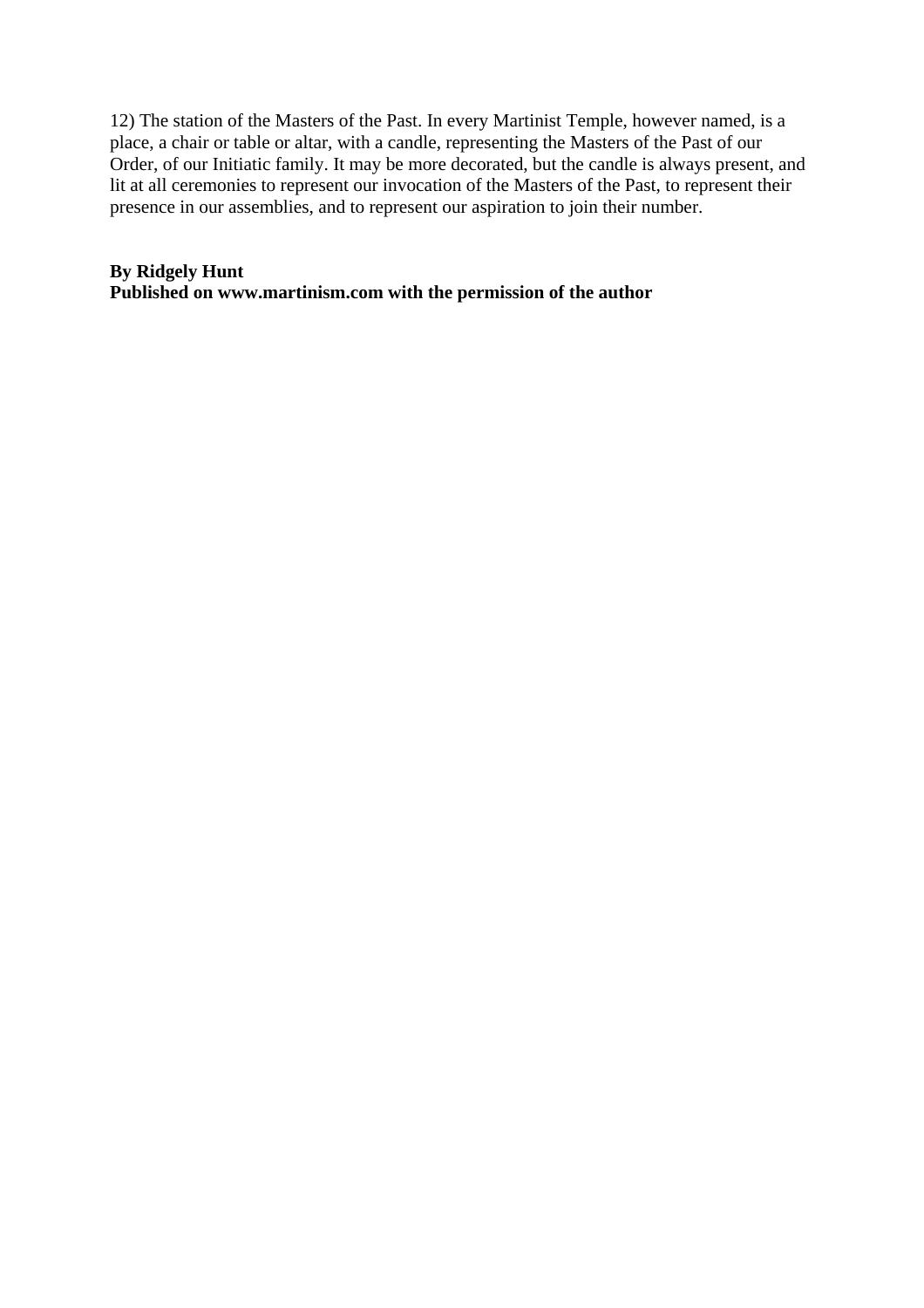12) The station of the Masters of the Past. In every Martinist Temple, however named, is a place, a chair or table or altar, with a candle, representing the Masters of the Past of our Order, of our Initiatic family. It may be more decorated, but the candle is always present, and lit at all ceremonies to represent our invocation of the Masters of the Past, to represent their presence in our assemblies, and to represent our aspiration to join their number.

**By Ridgely Hunt**
**Published on www.martinism.com with the permission of the author**